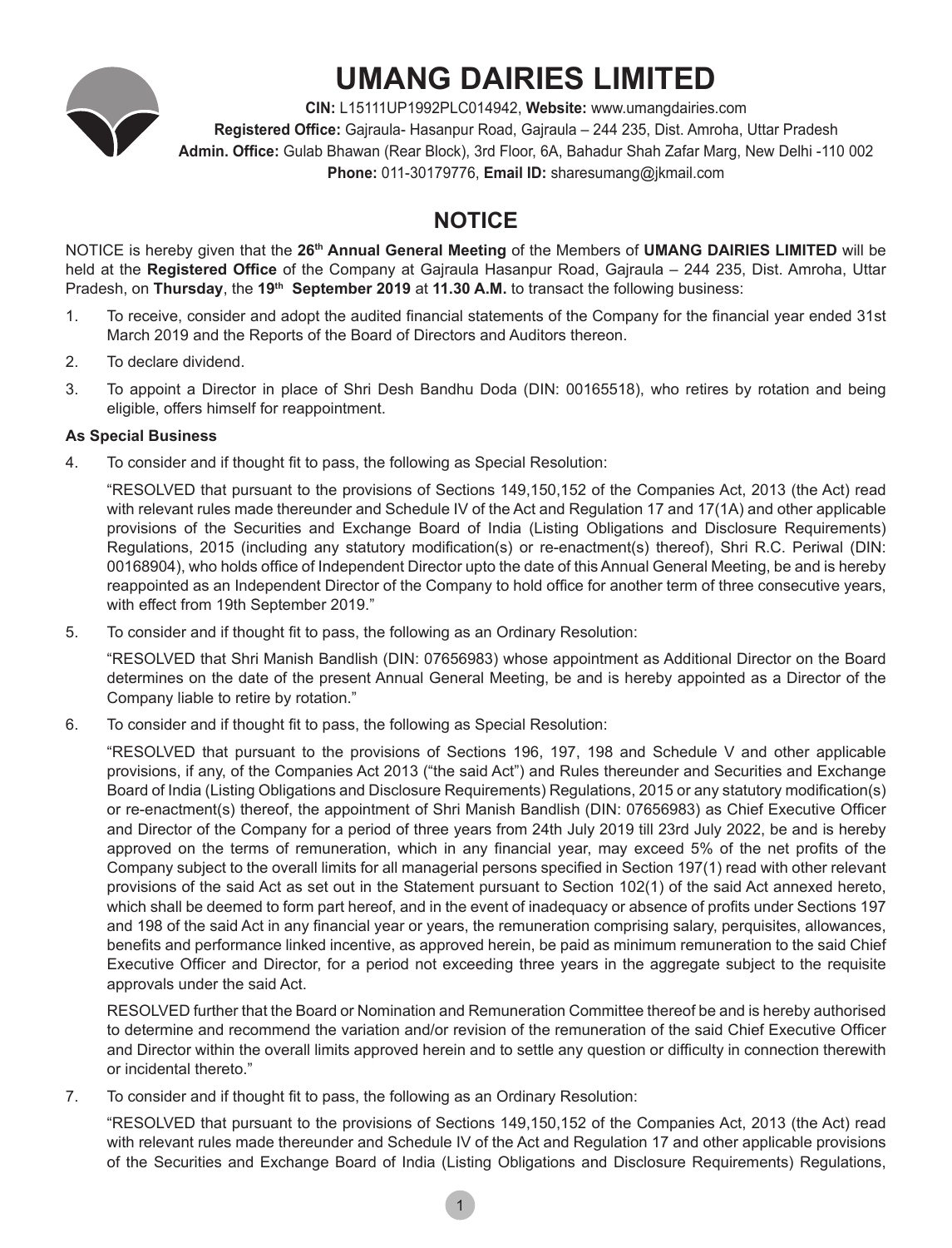# UMANG DAIRIES LIMITED

**CIN:** L15111UP1992PLC014942, **Website:** www.umangdairies.com
**Registered Office:** Gajraula- Hasanpur Road, Gajraula – 244 235, Dist. Amroha, Uttar Pradesh
**Admin. Office:** Gulab Bhawan (Rear Block), 3rd Floor, 6A, Bahadur Shah Zafar Marg, New Delhi -110 002
**Phone:** 011-30179776, **Email ID:** sharesumang@jkmail.com

## NOTICE

NOTICE is hereby given that the **26th Annual General Meeting** of the Members of **UMANG DAIRIES LIMITED** will be held at the **Registered Office** of the Company at Gajraula Hasanpur Road, Gajraula – 244 235, Dist. Amroha, Uttar Pradesh, on **Thursday**, the **19th September 2019** at **11.30 A.M.** to transact the following business:

1. To receive, consider and adopt the audited financial statements of the Company for the financial year ended 31st March 2019 and the Reports of the Board of Directors and Auditors thereon.
2. To declare dividend.
3. To appoint a Director in place of Shri Desh Bandhu Doda (DIN: 00165518), who retires by rotation and being eligible, offers himself for reappointment.

**As Special Business**

4. To consider and if thought fit to pass, the following as Special Resolution:

   "RESOLVED that pursuant to the provisions of Sections 149,150,152 of the Companies Act, 2013 (the Act) read with relevant rules made thereunder and Schedule IV of the Act and Regulation 17 and 17(1A) and other applicable provisions of the Securities and Exchange Board of India (Listing Obligations and Disclosure Requirements) Regulations, 2015 (including any statutory modification(s) or re-enactment(s) thereof), Shri R.C. Periwal (DIN: 00168904), who holds office of Independent Director upto the date of this Annual General Meeting, be and is hereby reappointed as an Independent Director of the Company to hold office for another term of three consecutive years, with effect from 19th September 2019."

5. To consider and if thought fit to pass, the following as an Ordinary Resolution:

   "RESOLVED that Shri Manish Bandlish (DIN: 07656983) whose appointment as Additional Director on the Board determines on the date of the present Annual General Meeting, be and is hereby appointed as a Director of the Company liable to retire by rotation."

6. To consider and if thought fit to pass, the following as Special Resolution:

   "RESOLVED that pursuant to the provisions of Sections 196, 197, 198 and Schedule V and other applicable provisions, if any, of the Companies Act 2013 ("the said Act") and Rules thereunder and Securities and Exchange Board of India (Listing Obligations and Disclosure Requirements) Regulations, 2015 or any statutory modification(s) or re-enactment(s) thereof, the appointment of Shri Manish Bandlish (DIN: 07656983) as Chief Executive Officer and Director of the Company for a period of three years from 24th July 2019 till 23rd July 2022, be and is hereby approved on the terms of remuneration, which in any financial year, may exceed 5% of the net profits of the Company subject to the overall limits for all managerial persons specified in Section 197(1) read with other relevant provisions of the said Act as set out in the Statement pursuant to Section 102(1) of the said Act annexed hereto, which shall be deemed to form part hereof, and in the event of inadequacy or absence of profits under Sections 197 and 198 of the said Act in any financial year or years, the remuneration comprising salary, perquisites, allowances, benefits and performance linked incentive, as approved herein, be paid as minimum remuneration to the said Chief Executive Officer and Director, for a period not exceeding three years in the aggregate subject to the requisite approvals under the said Act.

   RESOLVED further that the Board or Nomination and Remuneration Committee thereof be and is hereby authorised to determine and recommend the variation and/or revision of the remuneration of the said Chief Executive Officer and Director within the overall limits approved herein and to settle any question or difficulty in connection therewith or incidental thereto."

7. To consider and if thought fit to pass, the following as an Ordinary Resolution:

   "RESOLVED that pursuant to the provisions of Sections 149,150,152 of the Companies Act, 2013 (the Act) read with relevant rules made thereunder and Schedule IV of the Act and Regulation 17 and other applicable provisions of the Securities and Exchange Board of India (Listing Obligations and Disclosure Requirements) Regulations,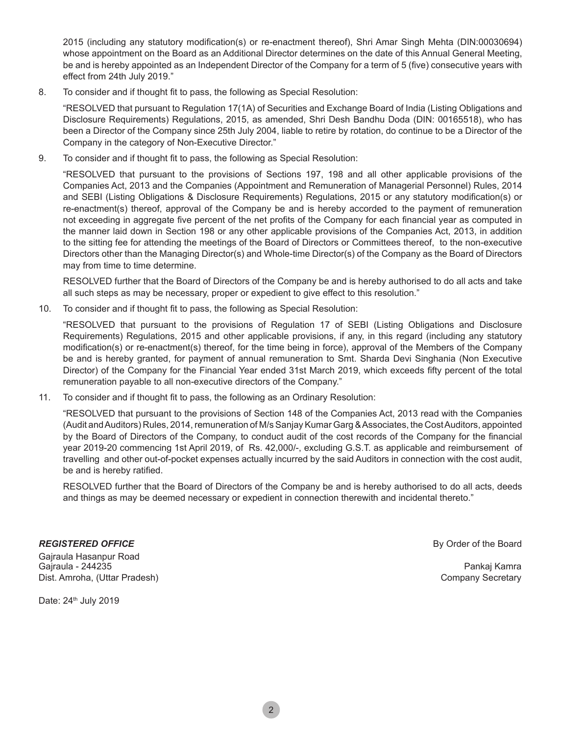2015 (including any statutory modification(s) or re-enactment thereof), Shri Amar Singh Mehta (DIN:00030694) whose appointment on the Board as an Additional Director determines on the date of this Annual General Meeting, be and is hereby appointed as an Independent Director of the Company for a term of 5 (five) consecutive years with effect from 24th July 2019."

8. To consider and if thought fit to pass, the following as Special Resolution:

   "RESOLVED that pursuant to Regulation 17(1A) of Securities and Exchange Board of India (Listing Obligations and Disclosure Requirements) Regulations, 2015, as amended, Shri Desh Bandhu Doda (DIN: 00165518), who has been a Director of the Company since 25th July 2004, liable to retire by rotation, do continue to be a Director of the Company in the category of Non-Executive Director."

9. To consider and if thought fit to pass, the following as Special Resolution:

   "RESOLVED that pursuant to the provisions of Sections 197, 198 and all other applicable provisions of the Companies Act, 2013 and the Companies (Appointment and Remuneration of Managerial Personnel) Rules, 2014 and SEBI (Listing Obligations & Disclosure Requirements) Regulations, 2015 or any statutory modification(s) or re-enactment(s) thereof, approval of the Company be and is hereby accorded to the payment of remuneration not exceeding in aggregate five percent of the net profits of the Company for each financial year as computed in the manner laid down in Section 198 or any other applicable provisions of the Companies Act, 2013, in addition to the sitting fee for attending the meetings of the Board of Directors or Committees thereof, to the non-executive Directors other than the Managing Director(s) and Whole-time Director(s) of the Company as the Board of Directors may from time to time determine.

   RESOLVED further that the Board of Directors of the Company be and is hereby authorised to do all acts and take all such steps as may be necessary, proper or expedient to give effect to this resolution."

10. To consider and if thought fit to pass, the following as Special Resolution:

    "RESOLVED that pursuant to the provisions of Regulation 17 of SEBI (Listing Obligations and Disclosure Requirements) Regulations, 2015 and other applicable provisions, if any, in this regard (including any statutory modification(s) or re-enactment(s) thereof, for the time being in force), approval of the Members of the Company be and is hereby granted, for payment of annual remuneration to Smt. Sharda Devi Singhania (Non Executive Director) of the Company for the Financial Year ended 31st March 2019, which exceeds fifty percent of the total remuneration payable to all non-executive directors of the Company."

11. To consider and if thought fit to pass, the following as an Ordinary Resolution:

    "RESOLVED that pursuant to the provisions of Section 148 of the Companies Act, 2013 read with the Companies (Audit and Auditors) Rules, 2014, remuneration of M/s Sanjay Kumar Garg & Associates, the Cost Auditors, appointed by the Board of Directors of the Company, to conduct audit of the cost records of the Company for the financial year 2019-20 commencing 1st April 2019, of Rs. 42,000/-, excluding G.S.T. as applicable and reimbursement of travelling and other out-of-pocket expenses actually incurred by the said Auditors in connection with the cost audit, be and is hereby ratified.

    RESOLVED further that the Board of Directors of the Company be and is hereby authorised to do all acts, deeds and things as may be deemed necessary or expedient in connection therewith and incidental thereto."

***REGISTERED OFFICE***

Gajraula Hasanpur Road
Gajraula - 244235
Dist. Amroha, (Uttar Pradesh)

Date: 24th July 2019

By Order of the Board

Pankaj Kamra
Company Secretary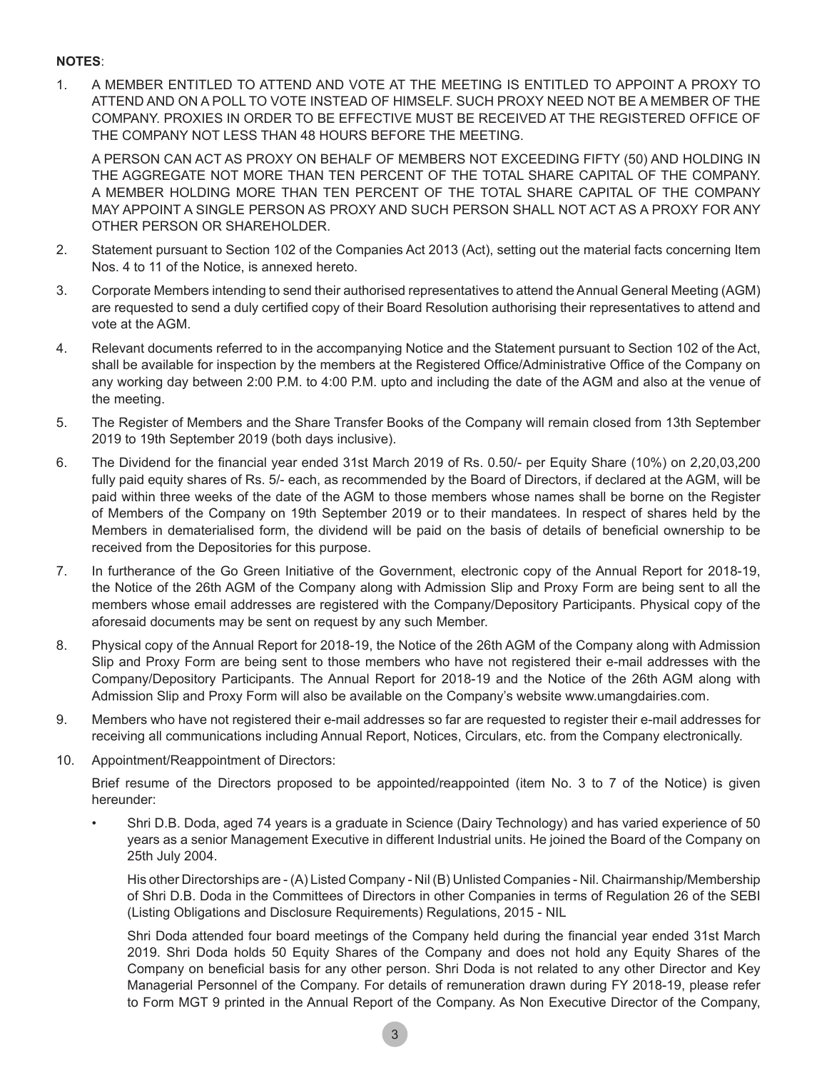**NOTES**:

1. A MEMBER ENTITLED TO ATTEND AND VOTE AT THE MEETING IS ENTITLED TO APPOINT A PROXY TO ATTEND AND ON A POLL TO VOTE INSTEAD OF HIMSELF. SUCH PROXY NEED NOT BE A MEMBER OF THE COMPANY. PROXIES IN ORDER TO BE EFFECTIVE MUST BE RECEIVED AT THE REGISTERED OFFICE OF THE COMPANY NOT LESS THAN 48 HOURS BEFORE THE MEETING.

   A PERSON CAN ACT AS PROXY ON BEHALF OF MEMBERS NOT EXCEEDING FIFTY (50) AND HOLDING IN THE AGGREGATE NOT MORE THAN TEN PERCENT OF THE TOTAL SHARE CAPITAL OF THE COMPANY. A MEMBER HOLDING MORE THAN TEN PERCENT OF THE TOTAL SHARE CAPITAL OF THE COMPANY MAY APPOINT A SINGLE PERSON AS PROXY AND SUCH PERSON SHALL NOT ACT AS A PROXY FOR ANY OTHER PERSON OR SHAREHOLDER.

2. Statement pursuant to Section 102 of the Companies Act 2013 (Act), setting out the material facts concerning Item Nos. 4 to 11 of the Notice, is annexed hereto.

3. Corporate Members intending to send their authorised representatives to attend the Annual General Meeting (AGM) are requested to send a duly certified copy of their Board Resolution authorising their representatives to attend and vote at the AGM.

4. Relevant documents referred to in the accompanying Notice and the Statement pursuant to Section 102 of the Act, shall be available for inspection by the members at the Registered Office/Administrative Office of the Company on any working day between 2:00 P.M. to 4:00 P.M. upto and including the date of the AGM and also at the venue of the meeting.

5. The Register of Members and the Share Transfer Books of the Company will remain closed from 13th September 2019 to 19th September 2019 (both days inclusive).

6. The Dividend for the financial year ended 31st March 2019 of Rs. 0.50/- per Equity Share (10%) on 2,20,03,200 fully paid equity shares of Rs. 5/- each, as recommended by the Board of Directors, if declared at the AGM, will be paid within three weeks of the date of the AGM to those members whose names shall be borne on the Register of Members of the Company on 19th September 2019 or to their mandatees. In respect of shares held by the Members in dematerialised form, the dividend will be paid on the basis of details of beneficial ownership to be received from the Depositories for this purpose.

7. In furtherance of the Go Green Initiative of the Government, electronic copy of the Annual Report for 2018-19, the Notice of the 26th AGM of the Company along with Admission Slip and Proxy Form are being sent to all the members whose email addresses are registered with the Company/Depository Participants. Physical copy of the aforesaid documents may be sent on request by any such Member.

8. Physical copy of the Annual Report for 2018-19, the Notice of the 26th AGM of the Company along with Admission Slip and Proxy Form are being sent to those members who have not registered their e-mail addresses with the Company/Depository Participants. The Annual Report for 2018-19 and the Notice of the 26th AGM along with Admission Slip and Proxy Form will also be available on the Company's website www.umangdairies.com.

9. Members who have not registered their e-mail addresses so far are requested to register their e-mail addresses for receiving all communications including Annual Report, Notices, Circulars, etc. from the Company electronically.

10. Appointment/Reappointment of Directors:

    Brief resume of the Directors proposed to be appointed/reappointed (item No. 3 to 7 of the Notice) is given hereunder:

    - Shri D.B. Doda, aged 74 years is a graduate in Science (Dairy Technology) and has varied experience of 50 years as a senior Management Executive in different Industrial units. He joined the Board of the Company on 25th July 2004.

      His other Directorships are - (A) Listed Company - Nil (B) Unlisted Companies - Nil. Chairmanship/Membership of Shri D.B. Doda in the Committees of Directors in other Companies in terms of Regulation 26 of the SEBI (Listing Obligations and Disclosure Requirements) Regulations, 2015 - NIL

      Shri Doda attended four board meetings of the Company held during the financial year ended 31st March 2019. Shri Doda holds 50 Equity Shares of the Company and does not hold any Equity Shares of the Company on beneficial basis for any other person. Shri Doda is not related to any other Director and Key Managerial Personnel of the Company. For details of remuneration drawn during FY 2018-19, please refer to Form MGT 9 printed in the Annual Report of the Company. As Non Executive Director of the Company,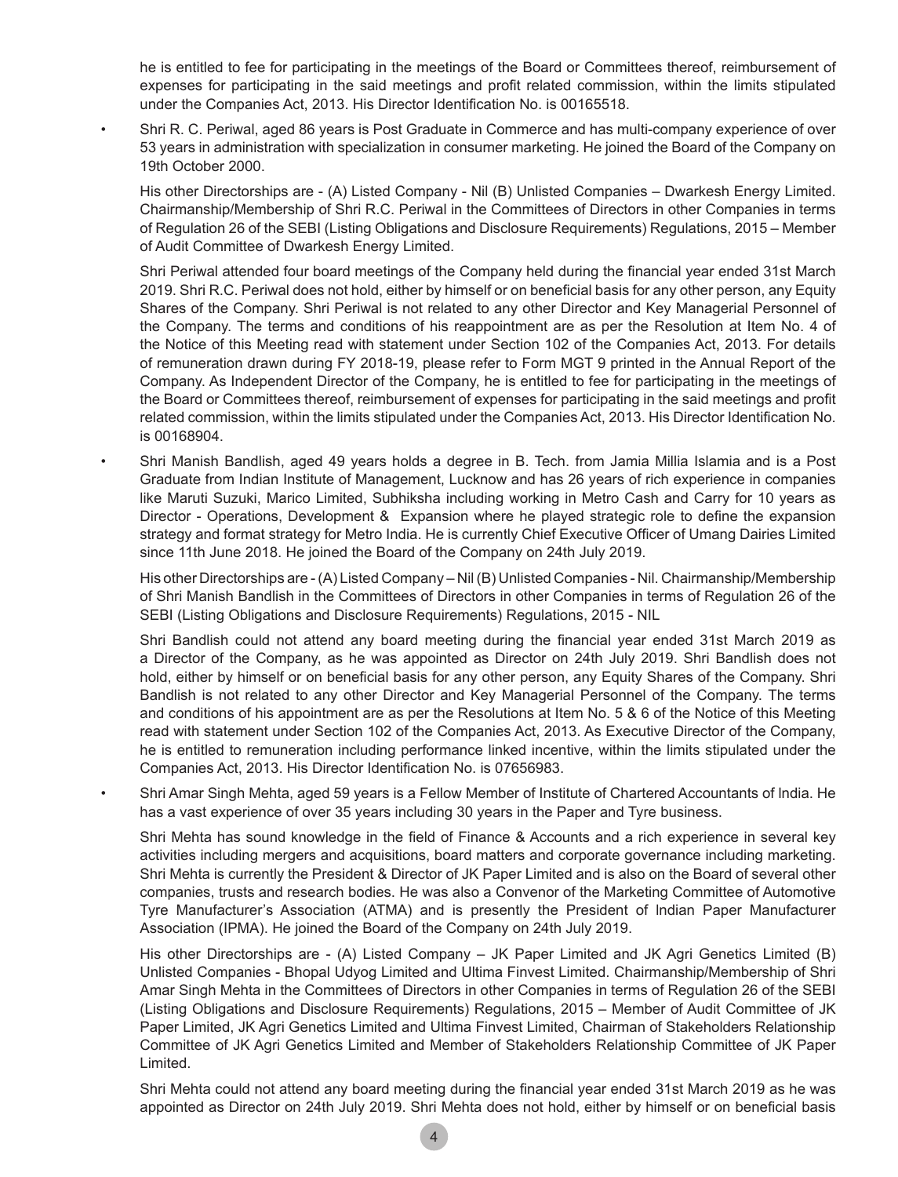he is entitled to fee for participating in the meetings of the Board or Committees thereof, reimbursement of expenses for participating in the said meetings and profit related commission, within the limits stipulated under the Companies Act, 2013. His Director Identification No. is 00165518.

- Shri R. C. Periwal, aged 86 years is Post Graduate in Commerce and has multi-company experience of over 53 years in administration with specialization in consumer marketing. He joined the Board of the Company on 19th October 2000.

  His other Directorships are - (A) Listed Company - Nil (B) Unlisted Companies – Dwarkesh Energy Limited. Chairmanship/Membership of Shri R.C. Periwal in the Committees of Directors in other Companies in terms of Regulation 26 of the SEBI (Listing Obligations and Disclosure Requirements) Regulations, 2015 – Member of Audit Committee of Dwarkesh Energy Limited.

  Shri Periwal attended four board meetings of the Company held during the financial year ended 31st March 2019. Shri R.C. Periwal does not hold, either by himself or on beneficial basis for any other person, any Equity Shares of the Company. Shri Periwal is not related to any other Director and Key Managerial Personnel of the Company. The terms and conditions of his reappointment are as per the Resolution at Item No. 4 of the Notice of this Meeting read with statement under Section 102 of the Companies Act, 2013. For details of remuneration drawn during FY 2018-19, please refer to Form MGT 9 printed in the Annual Report of the Company. As Independent Director of the Company, he is entitled to fee for participating in the meetings of the Board or Committees thereof, reimbursement of expenses for participating in the said meetings and profit related commission, within the limits stipulated under the Companies Act, 2013. His Director Identification No. is 00168904.

- Shri Manish Bandlish, aged 49 years holds a degree in B. Tech. from Jamia Millia Islamia and is a Post Graduate from Indian Institute of Management, Lucknow and has 26 years of rich experience in companies like Maruti Suzuki, Marico Limited, Subhiksha including working in Metro Cash and Carry for 10 years as Director - Operations, Development & Expansion where he played strategic role to define the expansion strategy and format strategy for Metro India. He is currently Chief Executive Officer of Umang Dairies Limited since 11th June 2018. He joined the Board of the Company on 24th July 2019.

  His other Directorships are - (A) Listed Company – Nil (B) Unlisted Companies - Nil. Chairmanship/Membership of Shri Manish Bandlish in the Committees of Directors in other Companies in terms of Regulation 26 of the SEBI (Listing Obligations and Disclosure Requirements) Regulations, 2015 - NIL

  Shri Bandlish could not attend any board meeting during the financial year ended 31st March 2019 as a Director of the Company, as he was appointed as Director on 24th July 2019. Shri Bandlish does not hold, either by himself or on beneficial basis for any other person, any Equity Shares of the Company. Shri Bandlish is not related to any other Director and Key Managerial Personnel of the Company. The terms and conditions of his appointment are as per the Resolutions at Item No. 5 & 6 of the Notice of this Meeting read with statement under Section 102 of the Companies Act, 2013. As Executive Director of the Company, he is entitled to remuneration including performance linked incentive, within the limits stipulated under the Companies Act, 2013. His Director Identification No. is 07656983.

- Shri Amar Singh Mehta, aged 59 years is a Fellow Member of Institute of Chartered Accountants of India. He has a vast experience of over 35 years including 30 years in the Paper and Tyre business.

  Shri Mehta has sound knowledge in the field of Finance & Accounts and a rich experience in several key activities including mergers and acquisitions, board matters and corporate governance including marketing. Shri Mehta is currently the President & Director of JK Paper Limited and is also on the Board of several other companies, trusts and research bodies. He was also a Convenor of the Marketing Committee of Automotive Tyre Manufacturer's Association (ATMA) and is presently the President of Indian Paper Manufacturer Association (IPMA). He joined the Board of the Company on 24th July 2019.

  His other Directorships are - (A) Listed Company – JK Paper Limited and JK Agri Genetics Limited (B) Unlisted Companies - Bhopal Udyog Limited and Ultima Finvest Limited. Chairmanship/Membership of Shri Amar Singh Mehta in the Committees of Directors in other Companies in terms of Regulation 26 of the SEBI (Listing Obligations and Disclosure Requirements) Regulations, 2015 – Member of Audit Committee of JK Paper Limited, JK Agri Genetics Limited and Ultima Finvest Limited, Chairman of Stakeholders Relationship Committee of JK Agri Genetics Limited and Member of Stakeholders Relationship Committee of JK Paper Limited.

  Shri Mehta could not attend any board meeting during the financial year ended 31st March 2019 as he was appointed as Director on 24th July 2019. Shri Mehta does not hold, either by himself or on beneficial basis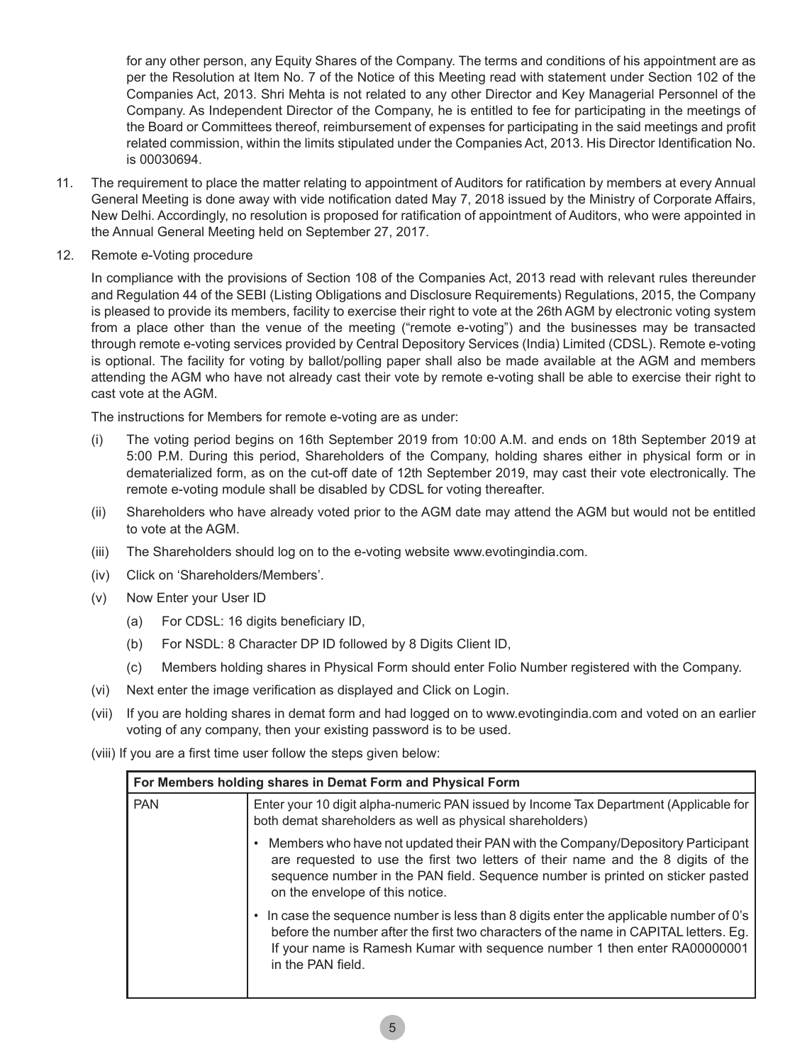for any other person, any Equity Shares of the Company. The terms and conditions of his appointment are as per the Resolution at Item No. 7 of the Notice of this Meeting read with statement under Section 102 of the Companies Act, 2013. Shri Mehta is not related to any other Director and Key Managerial Personnel of the Company. As Independent Director of the Company, he is entitled to fee for participating in the meetings of the Board or Committees thereof, reimbursement of expenses for participating in the said meetings and profit related commission, within the limits stipulated under the Companies Act, 2013. His Director Identification No. is 00030694.

11. The requirement to place the matter relating to appointment of Auditors for ratification by members at every Annual General Meeting is done away with vide notification dated May 7, 2018 issued by the Ministry of Corporate Affairs, New Delhi. Accordingly, no resolution is proposed for ratification of appointment of Auditors, who were appointed in the Annual General Meeting held on September 27, 2017.

12. Remote e-Voting procedure

    In compliance with the provisions of Section 108 of the Companies Act, 2013 read with relevant rules thereunder and Regulation 44 of the SEBI (Listing Obligations and Disclosure Requirements) Regulations, 2015, the Company is pleased to provide its members, facility to exercise their right to vote at the 26th AGM by electronic voting system from a place other than the venue of the meeting ("remote e-voting") and the businesses may be transacted through remote e-voting services provided by Central Depository Services (India) Limited (CDSL). Remote e-voting is optional. The facility for voting by ballot/polling paper shall also be made available at the AGM and members attending the AGM who have not already cast their vote by remote e-voting shall be able to exercise their right to cast vote at the AGM.

    The instructions for Members for remote e-voting are as under:

    (i) The voting period begins on 16th September 2019 from 10:00 A.M. and ends on 18th September 2019 at 5:00 P.M. During this period, Shareholders of the Company, holding shares either in physical form or in dematerialized form, as on the cut-off date of 12th September 2019, may cast their vote electronically. The remote e-voting module shall be disabled by CDSL for voting thereafter.

    (ii) Shareholders who have already voted prior to the AGM date may attend the AGM but would not be entitled to vote at the AGM.

    (iii) The Shareholders should log on to the e-voting website www.evotingindia.com.

    (iv) Click on 'Shareholders/Members'.

    (v) Now Enter your User ID

    - (a) For CDSL: 16 digits beneficiary ID,
    - (b) For NSDL: 8 Character DP ID followed by 8 Digits Client ID,
    - (c) Members holding shares in Physical Form should enter Folio Number registered with the Company.

    (vi) Next enter the image verification as displayed and Click on Login.

    (vii) If you are holding shares in demat form and had logged on to www.evotingindia.com and voted on an earlier voting of any company, then your existing password is to be used.

    (viii) If you are a first time user follow the steps given below:

| For Members holding shares in Demat Form and Physical Form | |
|---|---|
| PAN | Enter your 10 digit alpha-numeric PAN issued by Income Tax Department (Applicable for both demat shareholders as well as physical shareholders)<br>• Members who have not updated their PAN with the Company/Depository Participant are requested to use the first two letters of their name and the 8 digits of the sequence number in the PAN field. Sequence number is printed on sticker pasted on the envelope of this notice.<br>• In case the sequence number is less than 8 digits enter the applicable number of 0's before the number after the first two characters of the name in CAPITAL letters. Eg. If your name is Ramesh Kumar with sequence number 1 then enter RA00000001 in the PAN field. |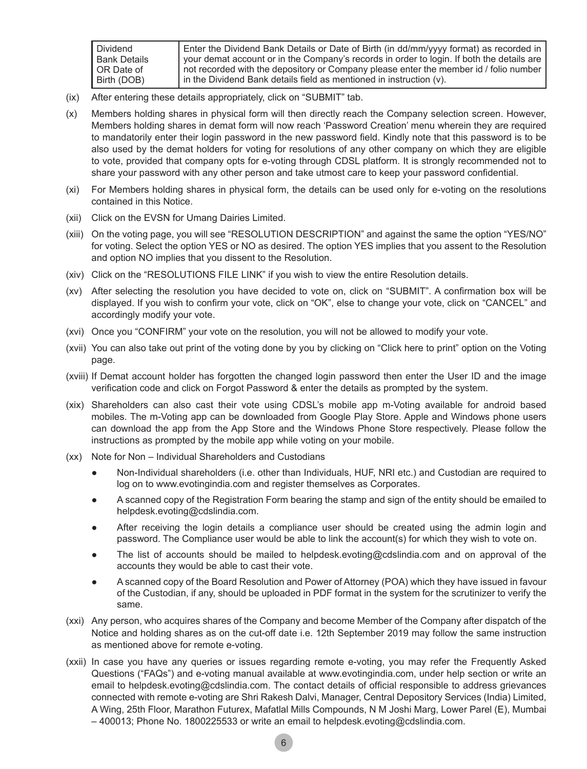| Dividend Bank Details OR Date of Birth (DOB) | Enter the Dividend Bank Details or Date of Birth (in dd/mm/yyyy format) as recorded in your demat account or in the Company's records in order to login. If both the details are not recorded with the depository or Company please enter the member id / folio number in the Dividend Bank details field as mentioned in instruction (v). |
|---|---|

(ix) After entering these details appropriately, click on "SUBMIT" tab.

(x) Members holding shares in physical form will then directly reach the Company selection screen. However, Members holding shares in demat form will now reach 'Password Creation' menu wherein they are required to mandatorily enter their login password in the new password field. Kindly note that this password is to be also used by the demat holders for voting for resolutions of any other company on which they are eligible to vote, provided that company opts for e-voting through CDSL platform. It is strongly recommended not to share your password with any other person and take utmost care to keep your password confidential.

(xi) For Members holding shares in physical form, the details can be used only for e-voting on the resolutions contained in this Notice.

(xii) Click on the EVSN for Umang Dairies Limited.

(xiii) On the voting page, you will see "RESOLUTION DESCRIPTION" and against the same the option "YES/NO" for voting. Select the option YES or NO as desired. The option YES implies that you assent to the Resolution and option NO implies that you dissent to the Resolution.

(xiv) Click on the "RESOLUTIONS FILE LINK" if you wish to view the entire Resolution details.

(xv) After selecting the resolution you have decided to vote on, click on "SUBMIT". A confirmation box will be displayed. If you wish to confirm your vote, click on "OK", else to change your vote, click on "CANCEL" and accordingly modify your vote.

(xvi) Once you "CONFIRM" your vote on the resolution, you will not be allowed to modify your vote.

(xvii) You can also take out print of the voting done by you by clicking on "Click here to print" option on the Voting page.

(xviii) If Demat account holder has forgotten the changed login password then enter the User ID and the image verification code and click on Forgot Password & enter the details as prompted by the system.

(xix) Shareholders can also cast their vote using CDSL's mobile app m-Voting available for android based mobiles. The m-Voting app can be downloaded from Google Play Store. Apple and Windows phone users can download the app from the App Store and the Windows Phone Store respectively. Please follow the instructions as prompted by the mobile app while voting on your mobile.

(xx) Note for Non – Individual Shareholders and Custodians

- Non-Individual shareholders (i.e. other than Individuals, HUF, NRI etc.) and Custodian are required to log on to www.evotingindia.com and register themselves as Corporates.
- A scanned copy of the Registration Form bearing the stamp and sign of the entity should be emailed to helpdesk.evoting@cdslindia.com.
- After receiving the login details a compliance user should be created using the admin login and password. The Compliance user would be able to link the account(s) for which they wish to vote on.
- The list of accounts should be mailed to helpdesk.evoting@cdslindia.com and on approval of the accounts they would be able to cast their vote.
- A scanned copy of the Board Resolution and Power of Attorney (POA) which they have issued in favour of the Custodian, if any, should be uploaded in PDF format in the system for the scrutinizer to verify the same.

(xxi) Any person, who acquires shares of the Company and become Member of the Company after dispatch of the Notice and holding shares as on the cut-off date i.e. 12th September 2019 may follow the same instruction as mentioned above for remote e-voting.

(xxii) In case you have any queries or issues regarding remote e-voting, you may refer the Frequently Asked Questions ("FAQs") and e-voting manual available at www.evotingindia.com, under help section or write an email to helpdesk.evoting@cdslindia.com. The contact details of official responsible to address grievances connected with remote e-voting are Shri Rakesh Dalvi, Manager, Central Depository Services (India) Limited, A Wing, 25th Floor, Marathon Futurex, Mafatlal Mills Compounds, N M Joshi Marg, Lower Parel (E), Mumbai – 400013; Phone No. 1800225533 or write an email to helpdesk.evoting@cdslindia.com.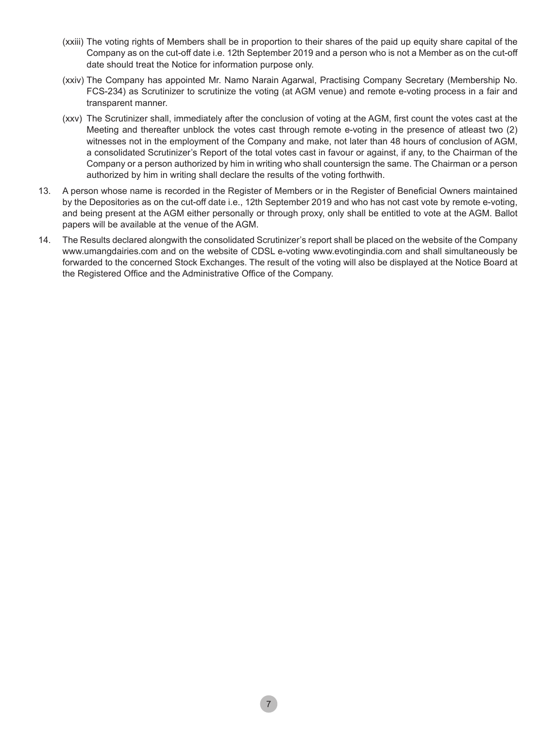(xxiii) The voting rights of Members shall be in proportion to their shares of the paid up equity share capital of the Company as on the cut-off date i.e. 12th September 2019 and a person who is not a Member as on the cut-off date should treat the Notice for information purpose only.

(xxiv) The Company has appointed Mr. Namo Narain Agarwal, Practising Company Secretary (Membership No. FCS-234) as Scrutinizer to scrutinize the voting (at AGM venue) and remote e-voting process in a fair and transparent manner.

(xxv) The Scrutinizer shall, immediately after the conclusion of voting at the AGM, first count the votes cast at the Meeting and thereafter unblock the votes cast through remote e-voting in the presence of atleast two (2) witnesses not in the employment of the Company and make, not later than 48 hours of conclusion of AGM, a consolidated Scrutinizer's Report of the total votes cast in favour or against, if any, to the Chairman of the Company or a person authorized by him in writing who shall countersign the same. The Chairman or a person authorized by him in writing shall declare the results of the voting forthwith.

13. A person whose name is recorded in the Register of Members or in the Register of Beneficial Owners maintained by the Depositories as on the cut-off date i.e., 12th September 2019 and who has not cast vote by remote e-voting, and being present at the AGM either personally or through proxy, only shall be entitled to vote at the AGM. Ballot papers will be available at the venue of the AGM.

14. The Results declared alongwith the consolidated Scrutinizer's report shall be placed on the website of the Company www.umangdairies.com and on the website of CDSL e-voting www.evotingindia.com and shall simultaneously be forwarded to the concerned Stock Exchanges. The result of the voting will also be displayed at the Notice Board at the Registered Office and the Administrative Office of the Company.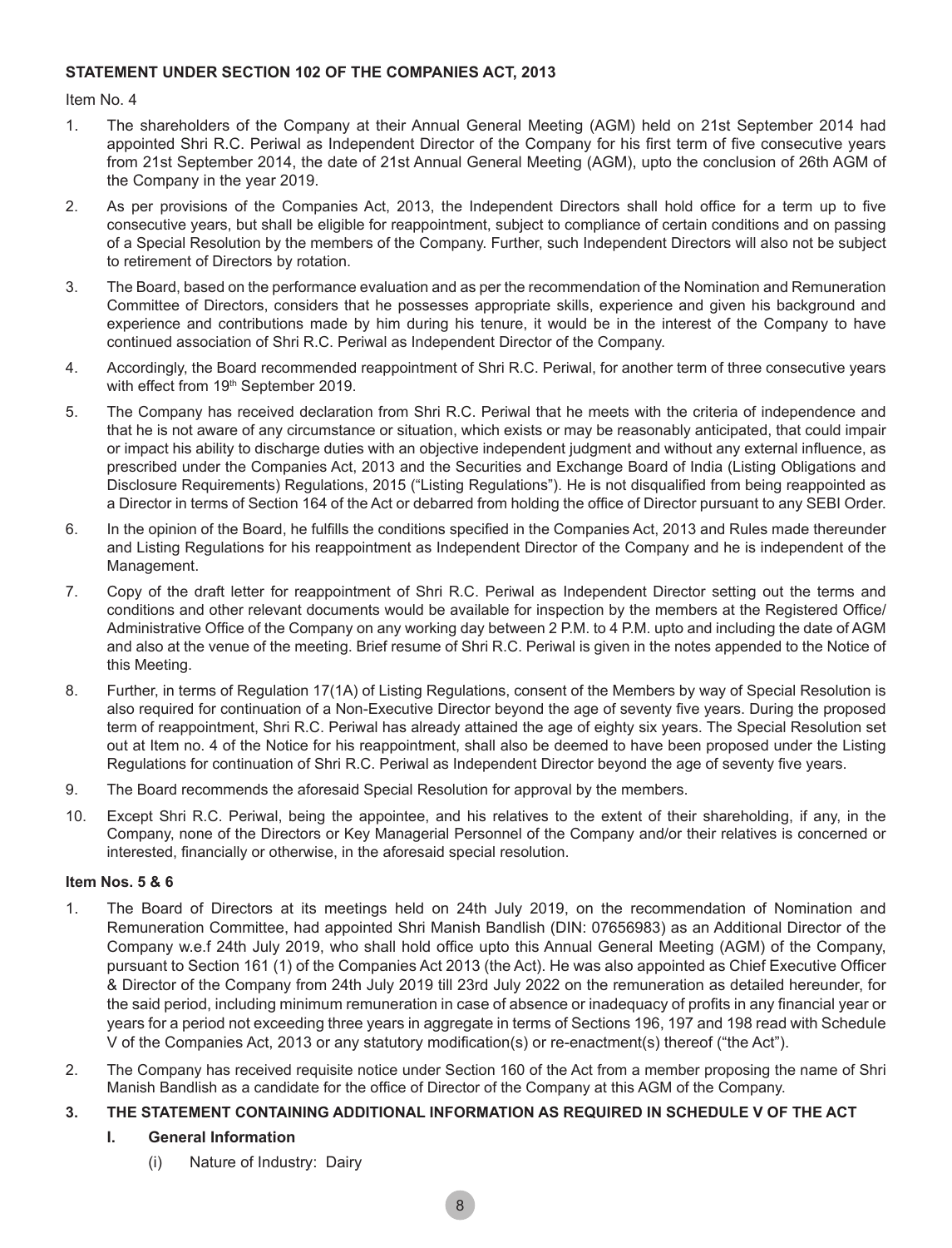**STATEMENT UNDER SECTION 102 OF THE COMPANIES ACT, 2013**

Item No. 4

1. The shareholders of the Company at their Annual General Meeting (AGM) held on 21st September 2014 had appointed Shri R.C. Periwal as Independent Director of the Company for his first term of five consecutive years from 21st September 2014, the date of 21st Annual General Meeting (AGM), upto the conclusion of 26th AGM of the Company in the year 2019.
2. As per provisions of the Companies Act, 2013, the Independent Directors shall hold office for a term up to five consecutive years, but shall be eligible for reappointment, subject to compliance of certain conditions and on passing of a Special Resolution by the members of the Company. Further, such Independent Directors will also not be subject to retirement of Directors by rotation.
3. The Board, based on the performance evaluation and as per the recommendation of the Nomination and Remuneration Committee of Directors, considers that he possesses appropriate skills, experience and given his background and experience and contributions made by him during his tenure, it would be in the interest of the Company to have continued association of Shri R.C. Periwal as Independent Director of the Company.
4. Accordingly, the Board recommended reappointment of Shri R.C. Periwal, for another term of three consecutive years with effect from 19th September 2019.
5. The Company has received declaration from Shri R.C. Periwal that he meets with the criteria of independence and that he is not aware of any circumstance or situation, which exists or may be reasonably anticipated, that could impair or impact his ability to discharge duties with an objective independent judgment and without any external influence, as prescribed under the Companies Act, 2013 and the Securities and Exchange Board of India (Listing Obligations and Disclosure Requirements) Regulations, 2015 ("Listing Regulations"). He is not disqualified from being reappointed as a Director in terms of Section 164 of the Act or debarred from holding the office of Director pursuant to any SEBI Order.
6. In the opinion of the Board, he fulfills the conditions specified in the Companies Act, 2013 and Rules made thereunder and Listing Regulations for his reappointment as Independent Director of the Company and he is independent of the Management.
7. Copy of the draft letter for reappointment of Shri R.C. Periwal as Independent Director setting out the terms and conditions and other relevant documents would be available for inspection by the members at the Registered Office/ Administrative Office of the Company on any working day between 2 P.M. to 4 P.M. upto and including the date of AGM and also at the venue of the meeting. Brief resume of Shri R.C. Periwal is given in the notes appended to the Notice of this Meeting.
8. Further, in terms of Regulation 17(1A) of Listing Regulations, consent of the Members by way of Special Resolution is also required for continuation of a Non-Executive Director beyond the age of seventy five years. During the proposed term of reappointment, Shri R.C. Periwal has already attained the age of eighty six years. The Special Resolution set out at Item no. 4 of the Notice for his reappointment, shall also be deemed to have been proposed under the Listing Regulations for continuation of Shri R.C. Periwal as Independent Director beyond the age of seventy five years.
9. The Board recommends the aforesaid Special Resolution for approval by the members.
10. Except Shri R.C. Periwal, being the appointee, and his relatives to the extent of their shareholding, if any, in the Company, none of the Directors or Key Managerial Personnel of the Company and/or their relatives is concerned or interested, financially or otherwise, in the aforesaid special resolution.

**Item Nos. 5 & 6**

1. The Board of Directors at its meetings held on 24th July 2019, on the recommendation of Nomination and Remuneration Committee, had appointed Shri Manish Bandlish (DIN: 07656983) as an Additional Director of the Company w.e.f 24th July 2019, who shall hold office upto this Annual General Meeting (AGM) of the Company, pursuant to Section 161 (1) of the Companies Act 2013 (the Act). He was also appointed as Chief Executive Officer & Director of the Company from 24th July 2019 till 23rd July 2022 on the remuneration as detailed hereunder, for the said period, including minimum remuneration in case of absence or inadequacy of profits in any financial year or years for a period not exceeding three years in aggregate in terms of Sections 196, 197 and 198 read with Schedule V of the Companies Act, 2013 or any statutory modification(s) or re-enactment(s) thereof ("the Act").
2. The Company has received requisite notice under Section 160 of the Act from a member proposing the name of Shri Manish Bandlish as a candidate for the office of Director of the Company at this AGM of the Company.
3. **THE STATEMENT CONTAINING ADDITIONAL INFORMATION AS REQUIRED IN SCHEDULE V OF THE ACT**

   **I. General Information**

   (i) Nature of Industry: Dairy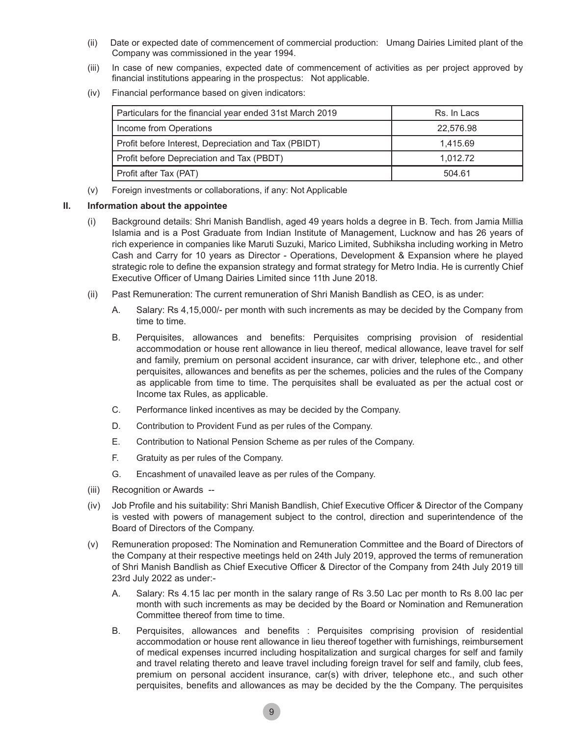(ii) Date or expected date of commencement of commercial production: Umang Dairies Limited plant of the Company was commissioned in the year 1994.

(iii) In case of new companies, expected date of commencement of activities as per project approved by financial institutions appearing in the prospectus: Not applicable.

(iv) Financial performance based on given indicators:

| Particulars for the financial year ended 31st March 2019 | Rs. In Lacs |
|---|---|
| Income from Operations | 22,576.98 |
| Profit before Interest, Depreciation and Tax (PBIDT) | 1,415.69 |
| Profit before Depreciation and Tax (PBDT) | 1,012.72 |
| Profit after Tax (PAT) | 504.61 |

(v) Foreign investments or collaborations, if any: Not Applicable

**II. Information about the appointee**

(i) Background details: Shri Manish Bandlish, aged 49 years holds a degree in B. Tech. from Jamia Millia Islamia and is a Post Graduate from Indian Institute of Management, Lucknow and has 26 years of rich experience in companies like Maruti Suzuki, Marico Limited, Subhiksha including working in Metro Cash and Carry for 10 years as Director - Operations, Development & Expansion where he played strategic role to define the expansion strategy and format strategy for Metro India. He is currently Chief Executive Officer of Umang Dairies Limited since 11th June 2018.

(ii) Past Remuneration: The current remuneration of Shri Manish Bandlish as CEO, is as under:

A. Salary: Rs 4,15,000/- per month with such increments as may be decided by the Company from time to time.

B. Perquisites, allowances and benefits: Perquisites comprising provision of residential accommodation or house rent allowance in lieu thereof, medical allowance, leave travel for self and family, premium on personal accident insurance, car with driver, telephone etc., and other perquisites, allowances and benefits as per the schemes, policies and the rules of the Company as applicable from time to time. The perquisites shall be evaluated as per the actual cost or Income tax Rules, as applicable.

C. Performance linked incentives as may be decided by the Company.

D. Contribution to Provident Fund as per rules of the Company.

E. Contribution to National Pension Scheme as per rules of the Company.

F. Gratuity as per rules of the Company.

G. Encashment of unavailed leave as per rules of the Company.

(iii) Recognition or Awards --

(iv) Job Profile and his suitability: Shri Manish Bandlish, Chief Executive Officer & Director of the Company is vested with powers of management subject to the control, direction and superintendence of the Board of Directors of the Company.

(v) Remuneration proposed: The Nomination and Remuneration Committee and the Board of Directors of the Company at their respective meetings held on 24th July 2019, approved the terms of remuneration of Shri Manish Bandlish as Chief Executive Officer & Director of the Company from 24th July 2019 till 23rd July 2022 as under:-

A. Salary: Rs 4.15 lac per month in the salary range of Rs 3.50 Lac per month to Rs 8.00 lac per month with such increments as may be decided by the Board or Nomination and Remuneration Committee thereof from time to time.

B. Perquisites, allowances and benefits : Perquisites comprising provision of residential accommodation or house rent allowance in lieu thereof together with furnishings, reimbursement of medical expenses incurred including hospitalization and surgical charges for self and family and travel relating thereto and leave travel including foreign travel for self and family, club fees, premium on personal accident insurance, car(s) with driver, telephone etc., and such other perquisites, benefits and allowances as may be decided by the the Company. The perquisites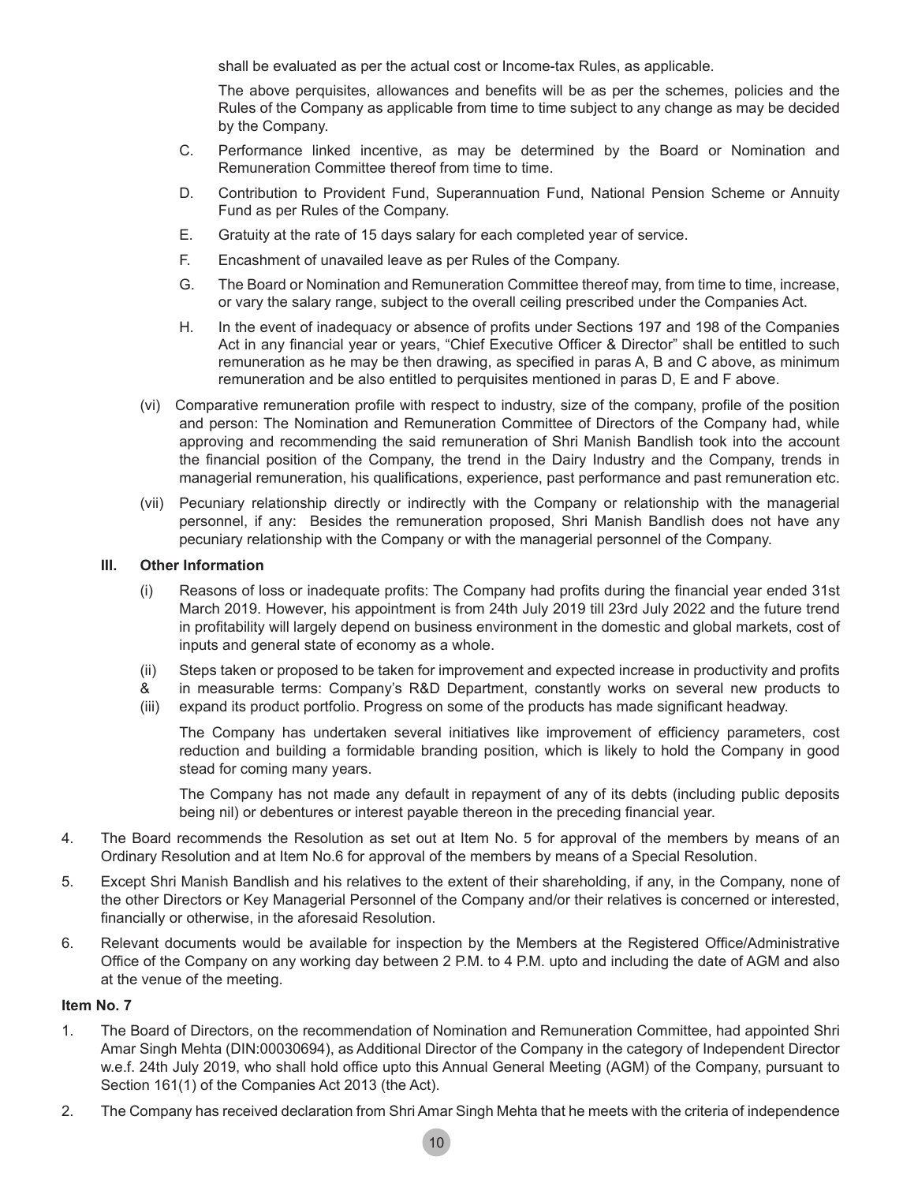shall be evaluated as per the actual cost or Income-tax Rules, as applicable.

The above perquisites, allowances and benefits will be as per the schemes, policies and the Rules of the Company as applicable from time to time subject to any change as may be decided by the Company.

C. Performance linked incentive, as may be determined by the Board or Nomination and Remuneration Committee thereof from time to time.

D. Contribution to Provident Fund, Superannuation Fund, National Pension Scheme or Annuity Fund as per Rules of the Company.

E. Gratuity at the rate of 15 days salary for each completed year of service.

F. Encashment of unavailed leave as per Rules of the Company.

G. The Board or Nomination and Remuneration Committee thereof may, from time to time, increase, or vary the salary range, subject to the overall ceiling prescribed under the Companies Act.

H. In the event of inadequacy or absence of profits under Sections 197 and 198 of the Companies Act in any financial year or years, "Chief Executive Officer & Director" shall be entitled to such remuneration as he may be then drawing, as specified in paras A, B and C above, as minimum remuneration and be also entitled to perquisites mentioned in paras D, E and F above.

(vi) Comparative remuneration profile with respect to industry, size of the company, profile of the position and person: The Nomination and Remuneration Committee of Directors of the Company had, while approving and recommending the said remuneration of Shri Manish Bandlish took into the account the financial position of the Company, the trend in the Dairy Industry and the Company, trends in managerial remuneration, his qualifications, experience, past performance and past remuneration etc.

(vii) Pecuniary relationship directly or indirectly with the Company or relationship with the managerial personnel, if any: Besides the remuneration proposed, Shri Manish Bandlish does not have any pecuniary relationship with the Company or with the managerial personnel of the Company.

**III. Other Information**

(i) Reasons of loss or inadequate profits: The Company had profits during the financial year ended 31st March 2019. However, his appointment is from 24th July 2019 till 23rd July 2022 and the future trend in profitability will largely depend on business environment in the domestic and global markets, cost of inputs and general state of economy as a whole.

(ii) & (iii) Steps taken or proposed to be taken for improvement and expected increase in productivity and profits in measurable terms: Company's R&D Department, constantly works on several new products to expand its product portfolio. Progress on some of the products has made significant headway.

The Company has undertaken several initiatives like improvement of efficiency parameters, cost reduction and building a formidable branding position, which is likely to hold the Company in good stead for coming many years.

The Company has not made any default in repayment of any of its debts (including public deposits being nil) or debentures or interest payable thereon in the preceding financial year.

4. The Board recommends the Resolution as set out at Item No. 5 for approval of the members by means of an Ordinary Resolution and at Item No.6 for approval of the members by means of a Special Resolution.

5. Except Shri Manish Bandlish and his relatives to the extent of their shareholding, if any, in the Company, none of the other Directors or Key Managerial Personnel of the Company and/or their relatives is concerned or interested, financially or otherwise, in the aforesaid Resolution.

6. Relevant documents would be available for inspection by the Members at the Registered Office/Administrative Office of the Company on any working day between 2 P.M. to 4 P.M. upto and including the date of AGM and also at the venue of the meeting.

**Item No. 7**

1. The Board of Directors, on the recommendation of Nomination and Remuneration Committee, had appointed Shri Amar Singh Mehta (DIN:00030694), as Additional Director of the Company in the category of Independent Director w.e.f. 24th July 2019, who shall hold office upto this Annual General Meeting (AGM) of the Company, pursuant to Section 161(1) of the Companies Act 2013 (the Act).

2. The Company has received declaration from Shri Amar Singh Mehta that he meets with the criteria of independence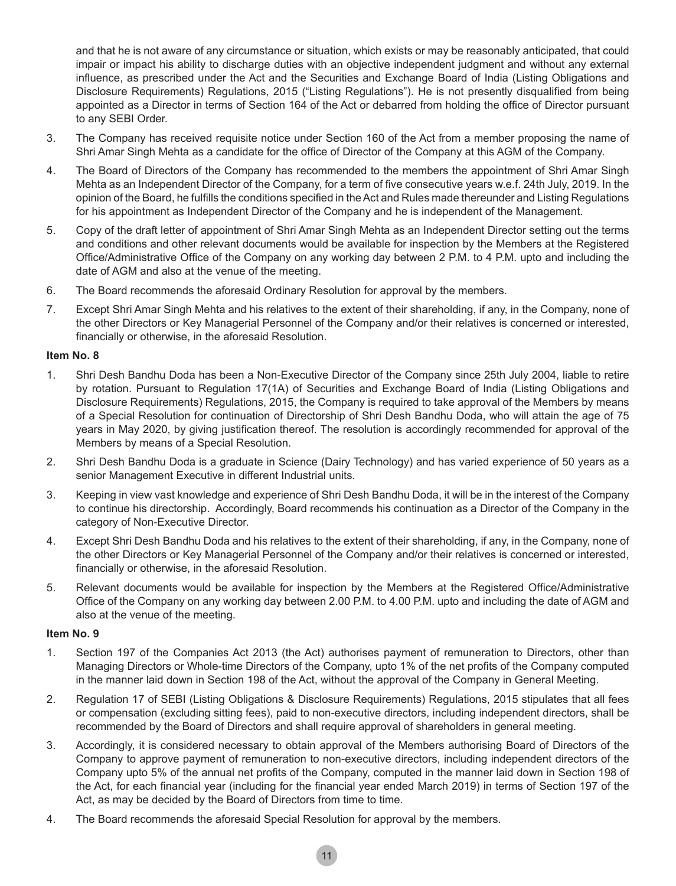and that he is not aware of any circumstance or situation, which exists or may be reasonably anticipated, that could impair or impact his ability to discharge duties with an objective independent judgment and without any external influence, as prescribed under the Act and the Securities and Exchange Board of India (Listing Obligations and Disclosure Requirements) Regulations, 2015 ("Listing Regulations"). He is not presently disqualified from being appointed as a Director in terms of Section 164 of the Act or debarred from holding the office of Director pursuant to any SEBI Order.

3. The Company has received requisite notice under Section 160 of the Act from a member proposing the name of Shri Amar Singh Mehta as a candidate for the office of Director of the Company at this AGM of the Company.
4. The Board of Directors of the Company has recommended to the members the appointment of Shri Amar Singh Mehta as an Independent Director of the Company, for a term of five consecutive years w.e.f. 24th July, 2019. In the opinion of the Board, he fulfills the conditions specified in the Act and Rules made thereunder and Listing Regulations for his appointment as Independent Director of the Company and he is independent of the Management.
5. Copy of the draft letter of appointment of Shri Amar Singh Mehta as an Independent Director setting out the terms and conditions and other relevant documents would be available for inspection by the Members at the Registered Office/Administrative Office of the Company on any working day between 2 P.M. to 4 P.M. upto and including the date of AGM and also at the venue of the meeting.
6. The Board recommends the aforesaid Ordinary Resolution for approval by the members.
7. Except Shri Amar Singh Mehta and his relatives to the extent of their shareholding, if any, in the Company, none of the other Directors or Key Managerial Personnel of the Company and/or their relatives is concerned or interested, financially or otherwise, in the aforesaid Resolution.

**Item No. 8**

1. Shri Desh Bandhu Doda has been a Non-Executive Director of the Company since 25th July 2004, liable to retire by rotation. Pursuant to Regulation 17(1A) of Securities and Exchange Board of India (Listing Obligations and Disclosure Requirements) Regulations, 2015, the Company is required to take approval of the Members by means of a Special Resolution for continuation of Directorship of Shri Desh Bandhu Doda, who will attain the age of 75 years in May 2020, by giving justification thereof. The resolution is accordingly recommended for approval of the Members by means of a Special Resolution.
2. Shri Desh Bandhu Doda is a graduate in Science (Dairy Technology) and has varied experience of 50 years as a senior Management Executive in different Industrial units.
3. Keeping in view vast knowledge and experience of Shri Desh Bandhu Doda, it will be in the interest of the Company to continue his directorship. Accordingly, Board recommends his continuation as a Director of the Company in the category of Non-Executive Director.
4. Except Shri Desh Bandhu Doda and his relatives to the extent of their shareholding, if any, in the Company, none of the other Directors or Key Managerial Personnel of the Company and/or their relatives is concerned or interested, financially or otherwise, in the aforesaid Resolution.
5. Relevant documents would be available for inspection by the Members at the Registered Office/Administrative Office of the Company on any working day between 2.00 P.M. to 4.00 P.M. upto and including the date of AGM and also at the venue of the meeting.

**Item No. 9**

1. Section 197 of the Companies Act 2013 (the Act) authorises payment of remuneration to Directors, other than Managing Directors or Whole-time Directors of the Company, upto 1% of the net profits of the Company computed in the manner laid down in Section 198 of the Act, without the approval of the Company in General Meeting.
2. Regulation 17 of SEBI (Listing Obligations & Disclosure Requirements) Regulations, 2015 stipulates that all fees or compensation (excluding sitting fees), paid to non-executive directors, including independent directors, shall be recommended by the Board of Directors and shall require approval of shareholders in general meeting.
3. Accordingly, it is considered necessary to obtain approval of the Members authorising Board of Directors of the Company to approve payment of remuneration to non-executive directors, including independent directors of the Company upto 5% of the annual net profits of the Company, computed in the manner laid down in Section 198 of the Act, for each financial year (including for the financial year ended March 2019) in terms of Section 197 of the Act, as may be decided by the Board of Directors from time to time.
4. The Board recommends the aforesaid Special Resolution for approval by the members.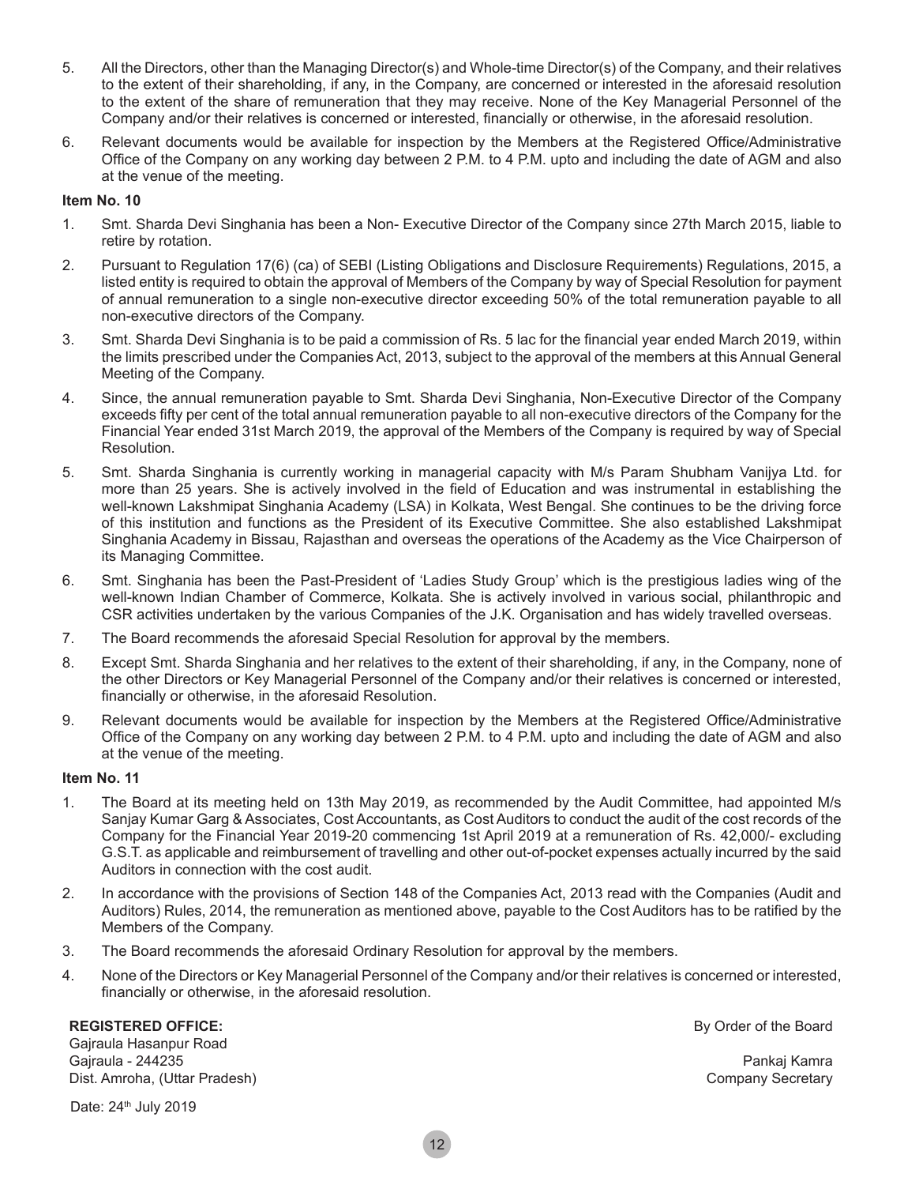5. All the Directors, other than the Managing Director(s) and Whole-time Director(s) of the Company, and their relatives to the extent of their shareholding, if any, in the Company, are concerned or interested in the aforesaid resolution to the extent of the share of remuneration that they may receive. None of the Key Managerial Personnel of the Company and/or their relatives is concerned or interested, financially or otherwise, in the aforesaid resolution.
6. Relevant documents would be available for inspection by the Members at the Registered Office/Administrative Office of the Company on any working day between 2 P.M. to 4 P.M. upto and including the date of AGM and also at the venue of the meeting.

**Item No. 10**

1. Smt. Sharda Devi Singhania has been a Non- Executive Director of the Company since 27th March 2015, liable to retire by rotation.
2. Pursuant to Regulation 17(6) (ca) of SEBI (Listing Obligations and Disclosure Requirements) Regulations, 2015, a listed entity is required to obtain the approval of Members of the Company by way of Special Resolution for payment of annual remuneration to a single non-executive director exceeding 50% of the total remuneration payable to all non-executive directors of the Company.
3. Smt. Sharda Devi Singhania is to be paid a commission of Rs. 5 lac for the financial year ended March 2019, within the limits prescribed under the Companies Act, 2013, subject to the approval of the members at this Annual General Meeting of the Company.
4. Since, the annual remuneration payable to Smt. Sharda Devi Singhania, Non-Executive Director of the Company exceeds fifty per cent of the total annual remuneration payable to all non-executive directors of the Company for the Financial Year ended 31st March 2019, the approval of the Members of the Company is required by way of Special Resolution.
5. Smt. Sharda Singhania is currently working in managerial capacity with M/s Param Shubham Vanijya Ltd. for more than 25 years. She is actively involved in the field of Education and was instrumental in establishing the well-known Lakshmipat Singhania Academy (LSA) in Kolkata, West Bengal. She continues to be the driving force of this institution and functions as the President of its Executive Committee. She also established Lakshmipat Singhania Academy in Bissau, Rajasthan and overseas the operations of the Academy as the Vice Chairperson of its Managing Committee.
6. Smt. Singhania has been the Past-President of 'Ladies Study Group' which is the prestigious ladies wing of the well-known Indian Chamber of Commerce, Kolkata. She is actively involved in various social, philanthropic and CSR activities undertaken by the various Companies of the J.K. Organisation and has widely travelled overseas.
7. The Board recommends the aforesaid Special Resolution for approval by the members.
8. Except Smt. Sharda Singhania and her relatives to the extent of their shareholding, if any, in the Company, none of the other Directors or Key Managerial Personnel of the Company and/or their relatives is concerned or interested, financially or otherwise, in the aforesaid Resolution.
9. Relevant documents would be available for inspection by the Members at the Registered Office/Administrative Office of the Company on any working day between 2 P.M. to 4 P.M. upto and including the date of AGM and also at the venue of the meeting.

**Item No. 11**

1. The Board at its meeting held on 13th May 2019, as recommended by the Audit Committee, had appointed M/s Sanjay Kumar Garg & Associates, Cost Accountants, as Cost Auditors to conduct the audit of the cost records of the Company for the Financial Year 2019-20 commencing 1st April 2019 at a remuneration of Rs. 42,000/- excluding G.S.T. as applicable and reimbursement of travelling and other out-of-pocket expenses actually incurred by the said Auditors in connection with the cost audit.
2. In accordance with the provisions of Section 148 of the Companies Act, 2013 read with the Companies (Audit and Auditors) Rules, 2014, the remuneration as mentioned above, payable to the Cost Auditors has to be ratified by the Members of the Company.
3. The Board recommends the aforesaid Ordinary Resolution for approval by the members.
4. None of the Directors or Key Managerial Personnel of the Company and/or their relatives is concerned or interested, financially or otherwise, in the aforesaid resolution.

**REGISTERED OFFICE:**
Gajraula Hasanpur Road
Gajraula - 244235
Dist. Amroha, (Uttar Pradesh)

Date: 24th July 2019

By Order of the Board

Pankaj Kamra
Company Secretary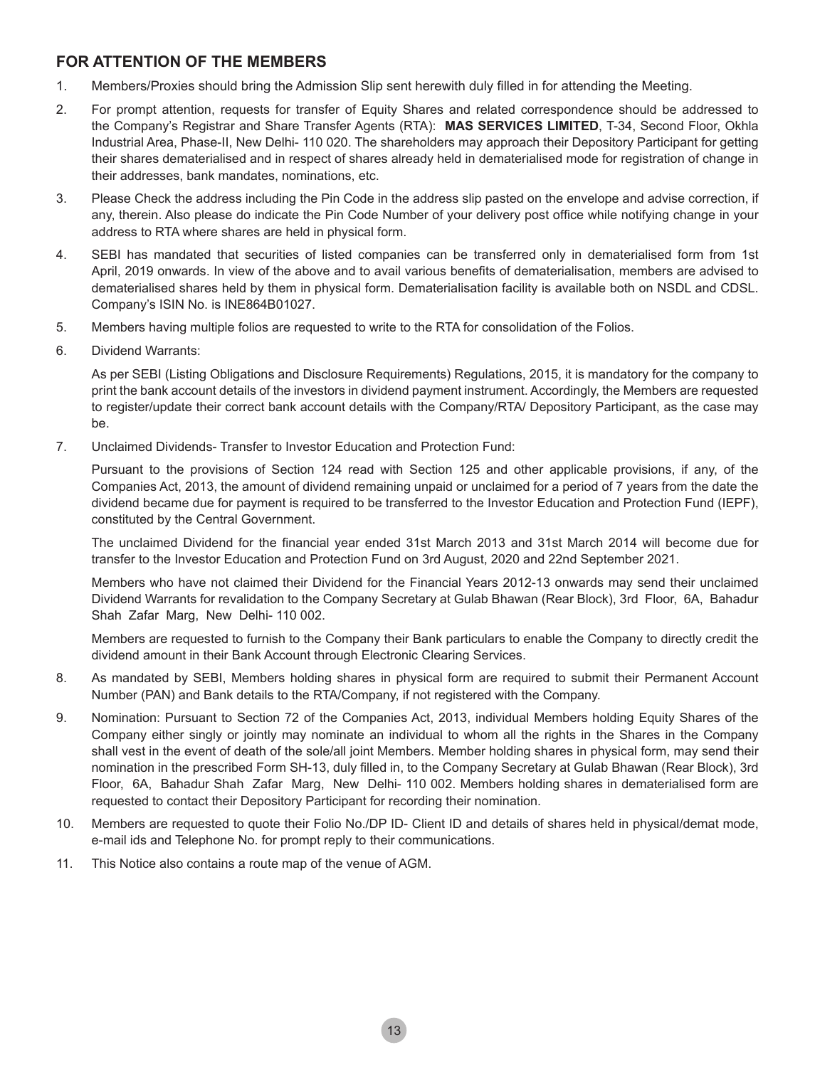## FOR ATTENTION OF THE MEMBERS

1. Members/Proxies should bring the Admission Slip sent herewith duly filled in for attending the Meeting.

2. For prompt attention, requests for transfer of Equity Shares and related correspondence should be addressed to the Company's Registrar and Share Transfer Agents (RTA): **MAS SERVICES LIMITED**, T-34, Second Floor, Okhla Industrial Area, Phase-II, New Delhi- 110 020. The shareholders may approach their Depository Participant for getting their shares dematerialised and in respect of shares already held in dematerialised mode for registration of change in their addresses, bank mandates, nominations, etc.

3. Please Check the address including the Pin Code in the address slip pasted on the envelope and advise correction, if any, therein. Also please do indicate the Pin Code Number of your delivery post office while notifying change in your address to RTA where shares are held in physical form.

4. SEBI has mandated that securities of listed companies can be transferred only in dematerialised form from 1st April, 2019 onwards. In view of the above and to avail various benefits of dematerialisation, members are advised to dematerialised shares held by them in physical form. Dematerialisation facility is available both on NSDL and CDSL. Company's ISIN No. is INE864B01027.

5. Members having multiple folios are requested to write to the RTA for consolidation of the Folios.

6. Dividend Warrants:

   As per SEBI (Listing Obligations and Disclosure Requirements) Regulations, 2015, it is mandatory for the company to print the bank account details of the investors in dividend payment instrument. Accordingly, the Members are requested to register/update their correct bank account details with the Company/RTA/ Depository Participant, as the case may be.

7. Unclaimed Dividends- Transfer to Investor Education and Protection Fund:

   Pursuant to the provisions of Section 124 read with Section 125 and other applicable provisions, if any, of the Companies Act, 2013, the amount of dividend remaining unpaid or unclaimed for a period of 7 years from the date the dividend became due for payment is required to be transferred to the Investor Education and Protection Fund (IEPF), constituted by the Central Government.

   The unclaimed Dividend for the financial year ended 31st March 2013 and 31st March 2014 will become due for transfer to the Investor Education and Protection Fund on 3rd August, 2020 and 22nd September 2021.

   Members who have not claimed their Dividend for the Financial Years 2012-13 onwards may send their unclaimed Dividend Warrants for revalidation to the Company Secretary at Gulab Bhawan (Rear Block), 3rd Floor, 6A, Bahadur Shah Zafar Marg, New Delhi- 110 002.

   Members are requested to furnish to the Company their Bank particulars to enable the Company to directly credit the dividend amount in their Bank Account through Electronic Clearing Services.

8. As mandated by SEBI, Members holding shares in physical form are required to submit their Permanent Account Number (PAN) and Bank details to the RTA/Company, if not registered with the Company.

9. Nomination: Pursuant to Section 72 of the Companies Act, 2013, individual Members holding Equity Shares of the Company either singly or jointly may nominate an individual to whom all the rights in the Shares in the Company shall vest in the event of death of the sole/all joint Members. Member holding shares in physical form, may send their nomination in the prescribed Form SH-13, duly filled in, to the Company Secretary at Gulab Bhawan (Rear Block), 3rd Floor, 6A, Bahadur Shah Zafar Marg, New Delhi- 110 002. Members holding shares in dematerialised form are requested to contact their Depository Participant for recording their nomination.

10. Members are requested to quote their Folio No./DP ID- Client ID and details of shares held in physical/demat mode, e-mail ids and Telephone No. for prompt reply to their communications.

11. This Notice also contains a route map of the venue of AGM.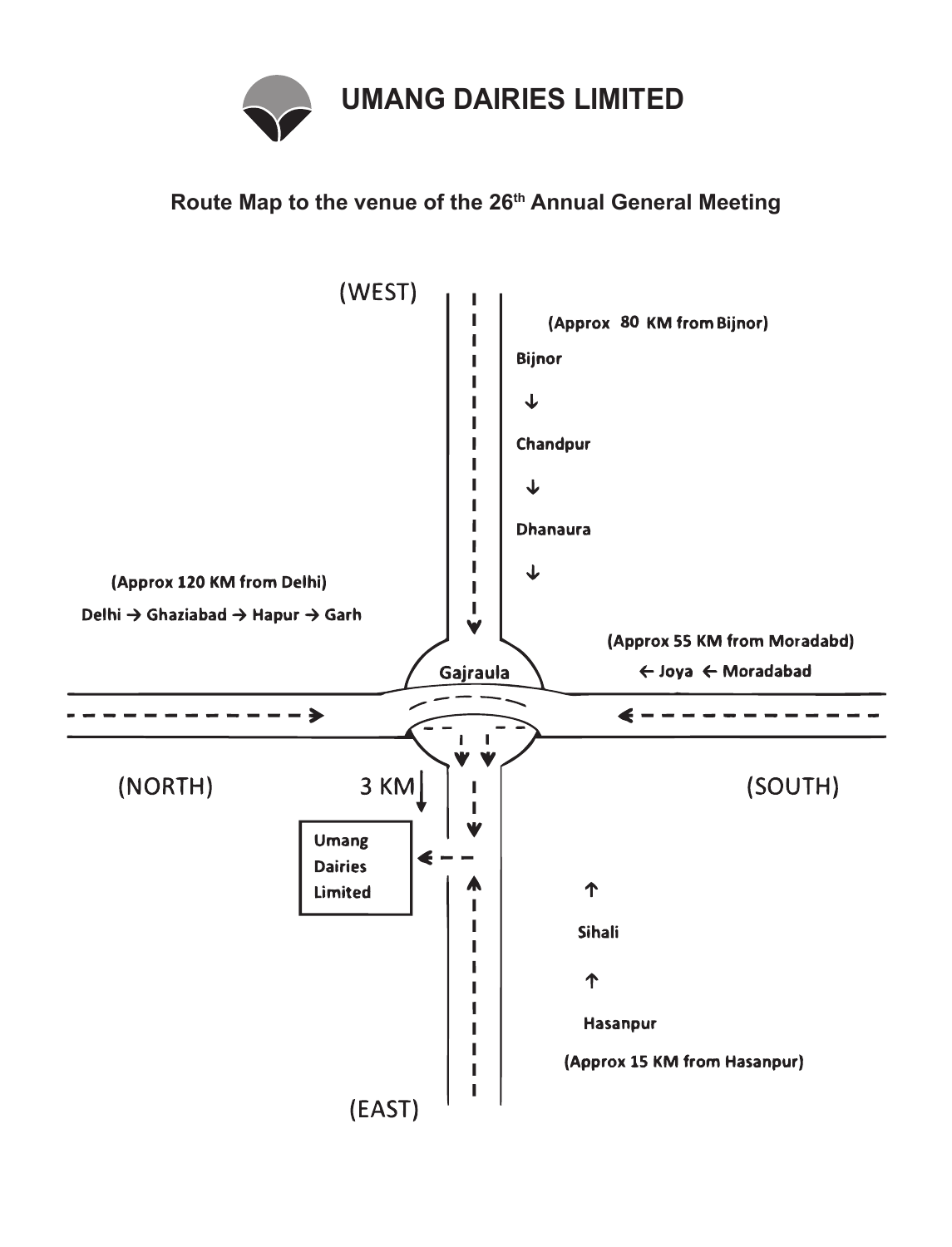# UMANG DAIRIES LIMITED

## Route Map to the venue of the 26th Annual General Meeting

(WEST)

(Approx 80 KM from Bijnor)

Bijnor

↓

Chandpur

↓

Dhanaura

↓

(Approx 120 KM from Delhi)

Delhi → Ghaziabad → Hapur → Garh

(Approx 55 KM from Moradabd)

← Joya ← Moradabad

Gajraula

(NORTH)

3 KM

(SOUTH)

Umang Dairies Limited

↑

Sihali

↑

Hasanpur

(Approx 15 KM from Hasanpur)

(EAST)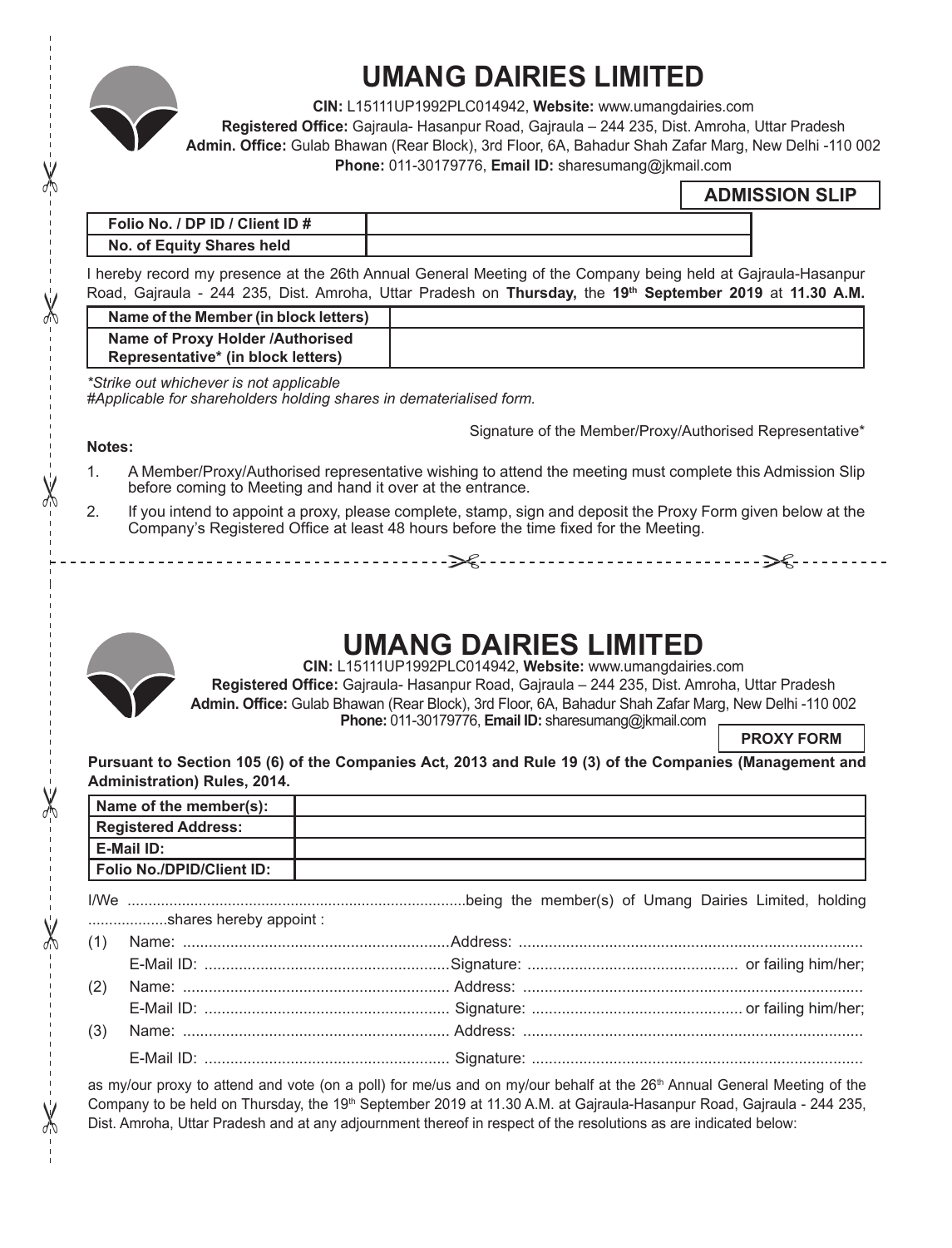# UMANG DAIRIES LIMITED

**CIN:** L15111UP1992PLC014942, **Website:** www.umangdairies.com
**Registered Office:** Gajraula- Hasanpur Road, Gajraula – 244 235, Dist. Amroha, Uttar Pradesh
**Admin. Office:** Gulab Bhawan (Rear Block), 3rd Floor, 6A, Bahadur Shah Zafar Marg, New Delhi -110 002
**Phone:** 011-30179776, **Email ID:** sharesumang@jkmail.com

**ADMISSION SLIP**

| Folio No. / DP ID / Client ID # | |
|---|---|
| No. of Equity Shares held | |

I hereby record my presence at the 26th Annual General Meeting of the Company being held at Gajraula-Hasanpur Road, Gajraula - 244 235, Dist. Amroha, Uttar Pradesh on **Thursday,** the **19th September 2019** at **11.30 A.M.**

| Name of the Member (in block letters) | |
|---|---|
| Name of Proxy Holder /Authorised Representative* (in block letters) | |

*Strike out whichever is not applicable*
*#Applicable for shareholders holding shares in dematerialised form.*

Signature of the Member/Proxy/Authorised Representative*

**Notes:**

1. A Member/Proxy/Authorised representative wishing to attend the meeting must complete this Admission Slip before coming to Meeting and hand it over at the entrance.
2. If you intend to appoint a proxy, please complete, stamp, sign and deposit the Proxy Form given below at the Company's Registered Office at least 48 hours before the time fixed for the Meeting.

---

# UMANG DAIRIES LIMITED

**CIN:** L15111UP1992PLC014942, **Website:** www.umangdairies.com
**Registered Office:** Gajraula- Hasanpur Road, Gajraula – 244 235, Dist. Amroha, Uttar Pradesh
**Admin. Office:** Gulab Bhawan (Rear Block), 3rd Floor, 6A, Bahadur Shah Zafar Marg, New Delhi -110 002
**Phone:** 011-30179776, **Email ID:** sharesumang@jkmail.com

**PROXY FORM**

**Pursuant to Section 105 (6) of the Companies Act, 2013 and Rule 19 (3) of the Companies (Management and Administration) Rules, 2014.**

| Name of the member(s): | |
|---|---|
| Registered Address: | |
| E-Mail ID: | |
| Folio No./DPID/Client ID: | |

I/We ................................................................................being the member(s) of Umang Dairies Limited, holding ...................shares hereby appoint :

(1) Name: .............................................................Address: ...............................................................................
E-Mail ID: .........................................................Signature: ................................................. or failing him/her;

(2) Name: ............................................................. Address: ...............................................................................
E-Mail ID: ......................................................... Signature: ................................................. or failing him/her;

(3) Name: ............................................................. Address: ...............................................................................
E-Mail ID: ......................................................... Signature: ............................................................................

as my/our proxy to attend and vote (on a poll) for me/us and on my/our behalf at the 26th Annual General Meeting of the Company to be held on Thursday, the 19th September 2019 at 11.30 A.M. at Gajraula-Hasanpur Road, Gajraula - 244 235, Dist. Amroha, Uttar Pradesh and at any adjournment thereof in respect of the resolutions as are indicated below: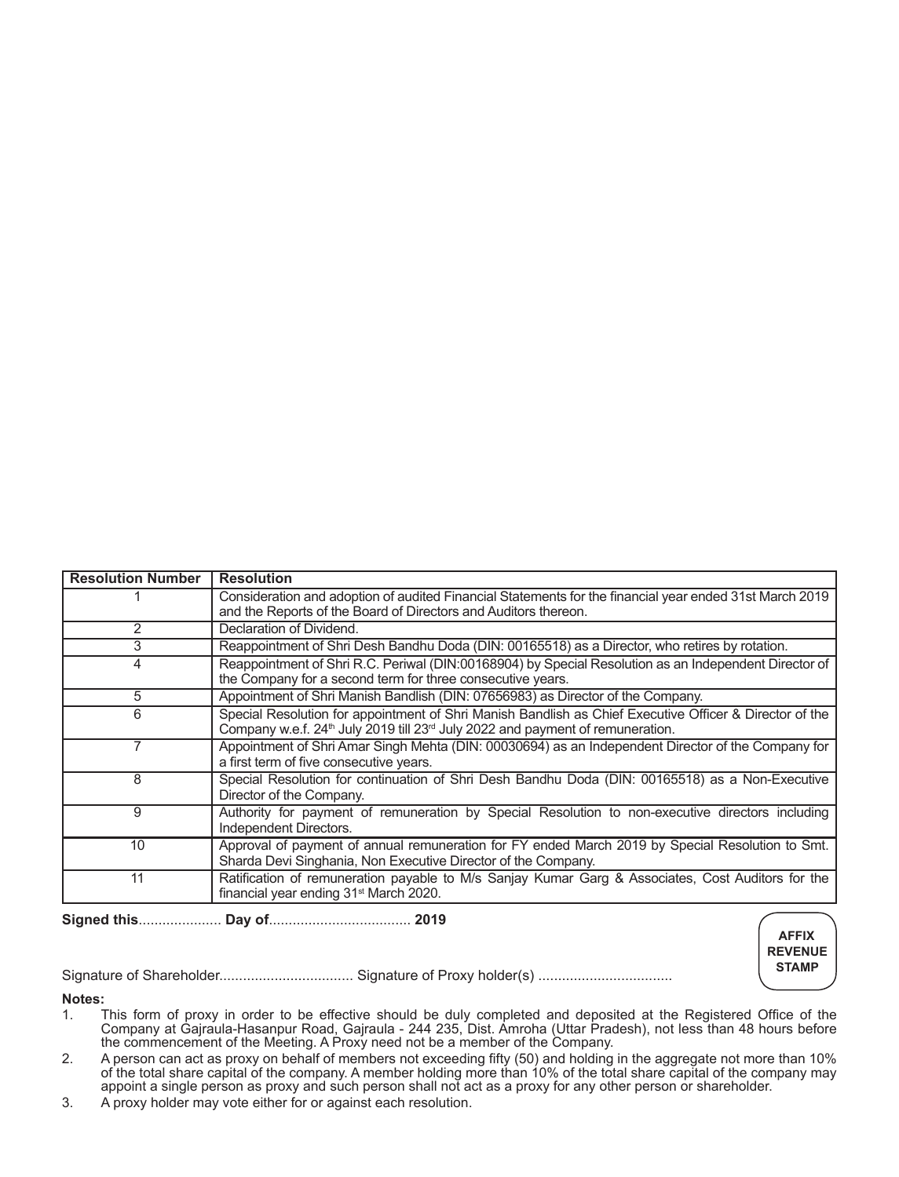| Resolution Number | Resolution |
|---|---|
| 1 | Consideration and adoption of audited Financial Statements for the financial year ended 31st March 2019 and the Reports of the Board of Directors and Auditors thereon. |
| 2 | Declaration of Dividend. |
| 3 | Reappointment of Shri Desh Bandhu Doda (DIN: 00165518) as a Director, who retires by rotation. |
| 4 | Reappointment of Shri R.C. Periwal (DIN:00168904) by Special Resolution as an Independent Director of the Company for a second term for three consecutive years. |
| 5 | Appointment of Shri Manish Bandlish (DIN: 07656983) as Director of the Company. |
| 6 | Special Resolution for appointment of Shri Manish Bandlish as Chief Executive Officer & Director of the Company w.e.f. 24th July 2019 till 23rd July 2022 and payment of remuneration. |
| 7 | Appointment of Shri Amar Singh Mehta (DIN: 00030694) as an Independent Director of the Company for a first term of five consecutive years. |
| 8 | Special Resolution for continuation of Shri Desh Bandhu Doda (DIN: 00165518) as a Non-Executive Director of the Company. |
| 9 | Authority for payment of remuneration by Special Resolution to non-executive directors including Independent Directors. |
| 10 | Approval of payment of annual remuneration for FY ended March 2019 by Special Resolution to Smt. Sharda Devi Singhania, Non Executive Director of the Company. |
| 11 | Ratification of remuneration payable to M/s Sanjay Kumar Garg & Associates, Cost Auditors for the financial year ending 31st March 2020. |

**Signed this**..................... **Day of**.................................... **2019**

**AFFIX REVENUE STAMP**

Signature of Shareholder.................................. Signature of Proxy holder(s) ..................................

**Notes:**

1. This form of proxy in order to be effective should be duly completed and deposited at the Registered Office of the Company at Gajraula-Hasanpur Road, Gajraula - 244 235, Dist. Amroha (Uttar Pradesh), not less than 48 hours before the commencement of the Meeting. A Proxy need not be a member of the Company.
2. A person can act as proxy on behalf of members not exceeding fifty (50) and holding in the aggregate not more than 10% of the total share capital of the company. A member holding more than 10% of the total share capital of the company may appoint a single person as proxy and such person shall not act as a proxy for any other person or shareholder.
3. A proxy holder may vote either for or against each resolution.